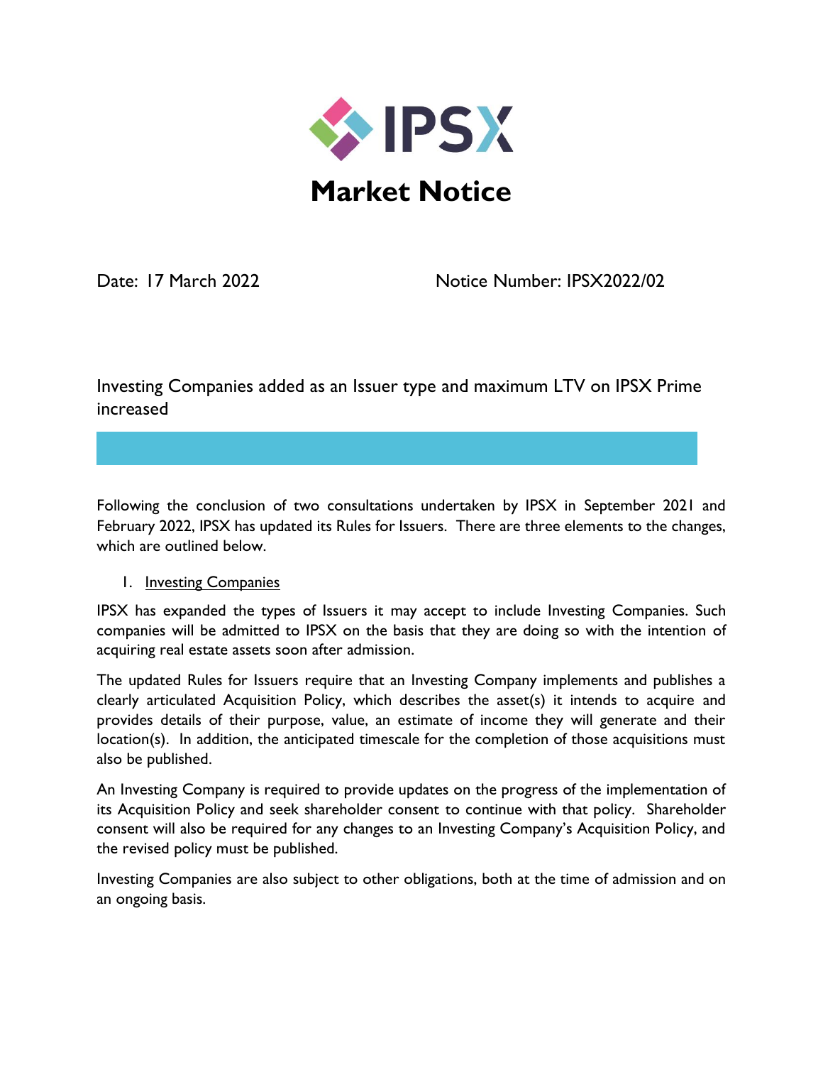# IPSX

# Market Notice

Date: 17 March 2022 Notice Number: IPSX2022/02

## Investing Companies added as an Issuer type and maximum LTV on IPSX Prime increased

Following the conclusion of two consultations undertaken by IPSX in September 2021 and February 2022, IPSX has updated its Rules for Issuers. There are three elements to the changes, which are outlined below.

1. Investing Companies

IPSX has expanded the types of Issuers it may accept to include Investing Companies. Such companies will be admitted to IPSX on the basis that they are doing so with the intention of acquiring real estate assets soon after admission.

The updated Rules for Issuers require that an Investing Company implements and publishes a clearly articulated Acquisition Policy, which describes the asset(s) it intends to acquire and provides details of their purpose, value, an estimate of income they will generate and their location(s). In addition, the anticipated timescale for the completion of those acquisitions must also be published.

An Investing Company is required to provide updates on the progress of the implementation of its Acquisition Policy and seek shareholder consent to continue with that policy. Shareholder consent will also be required for any changes to an Investing Company's Acquisition Policy, and the revised policy must be published.

Investing Companies are also subject to other obligations, both at the time of admission and on an ongoing basis.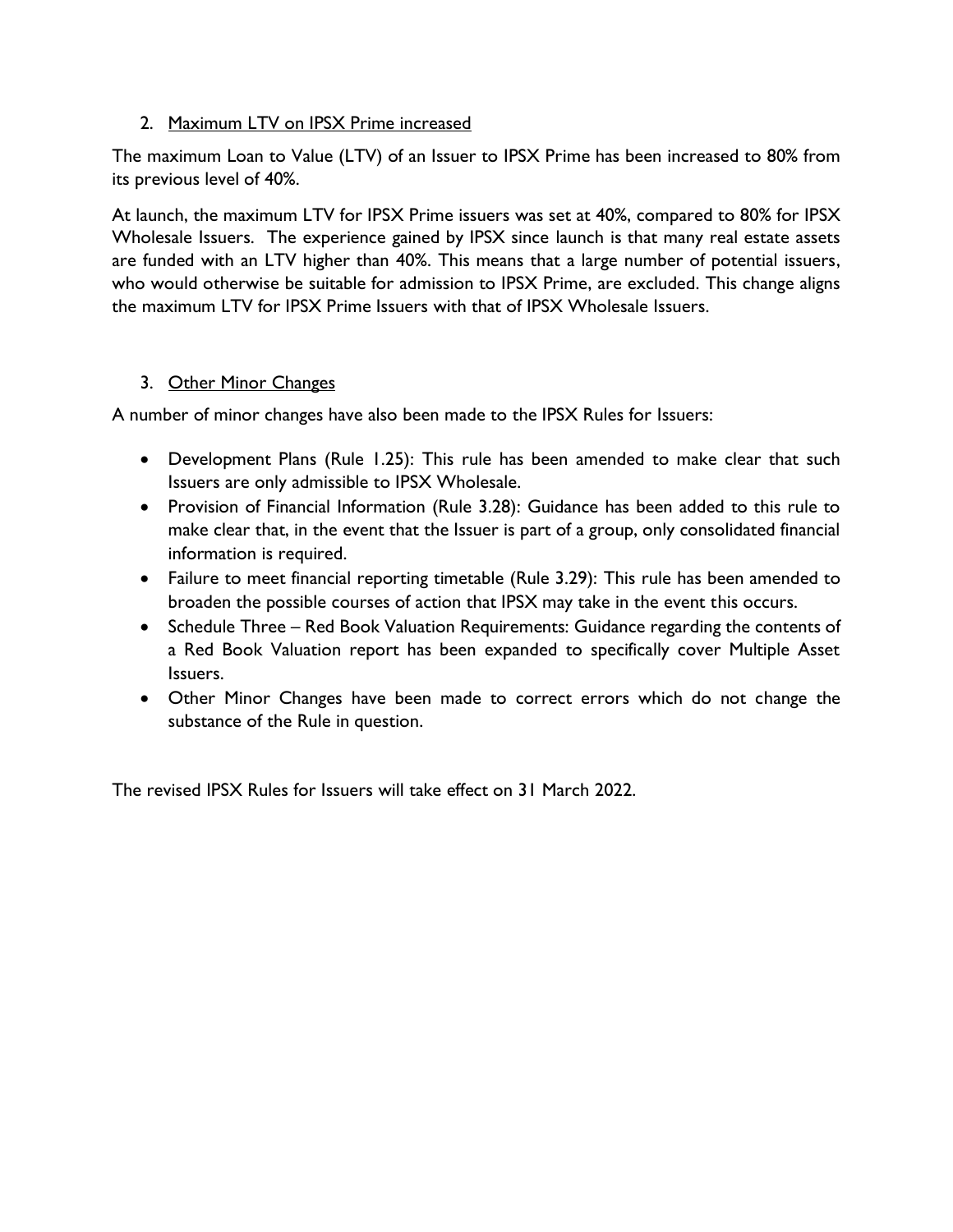## 2. Maximum LTV on IPSX Prime increased

The maximum Loan to Value (LTV) of an Issuer to IPSX Prime has been increased to 80% from its previous level of 40%.

At launch, the maximum LTV for IPSX Prime issuers was set at 40%, compared to 80% for IPSX Wholesale Issuers. The experience gained by IPSX since launch is that many real estate assets are funded with an LTV higher than 40%. This means that a large number of potential issuers, who would otherwise be suitable for admission to IPSX Prime, are excluded. This change aligns the maximum LTV for IPSX Prime Issuers with that of IPSX Wholesale Issuers.

## 3. Other Minor Changes

A number of minor changes have also been made to the IPSX Rules for Issuers:

- Development Plans (Rule 1.25): This rule has been amended to make clear that such Issuers are only admissible to IPSX Wholesale.
- Provision of Financial Information (Rule 3.28): Guidance has been added to this rule to make clear that, in the event that the Issuer is part of a group, only consolidated financial information is required.
- Failure to meet financial reporting timetable (Rule 3.29): This rule has been amended to broaden the possible courses of action that IPSX may take in the event this occurs.
- Schedule Three – Red Book Valuation Requirements: Guidance regarding the contents of a Red Book Valuation report has been expanded to specifically cover Multiple Asset Issuers.
- Other Minor Changes have been made to correct errors which do not change the substance of the Rule in question.

The revised IPSX Rules for Issuers will take effect on 31 March 2022.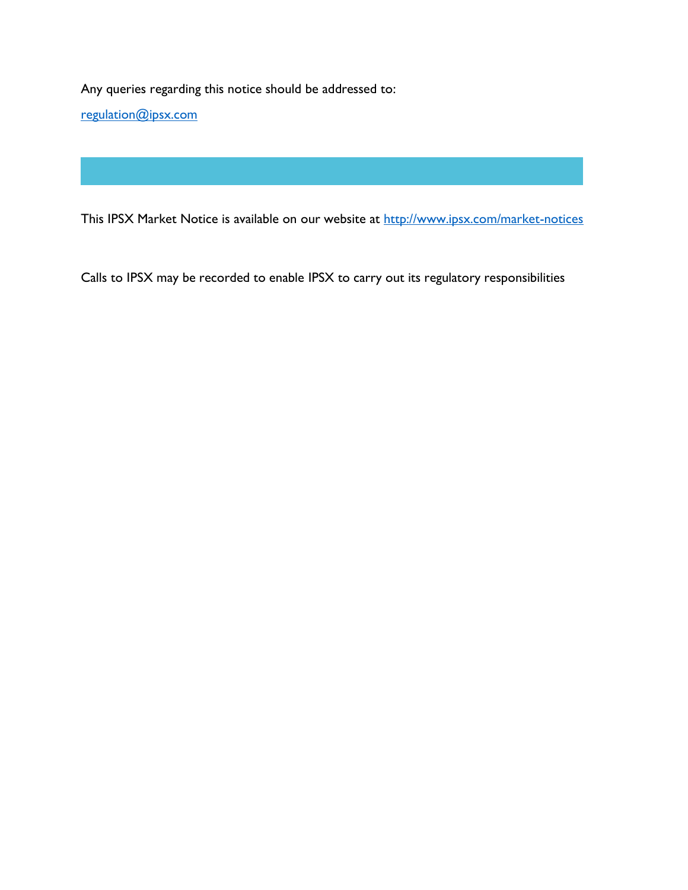Any queries regarding this notice should be addressed to:

regulation@ipsx.com

This IPSX Market Notice is available on our website at http://www.ipsx.com/market-notices

Calls to IPSX may be recorded to enable IPSX to carry out its regulatory responsibilities